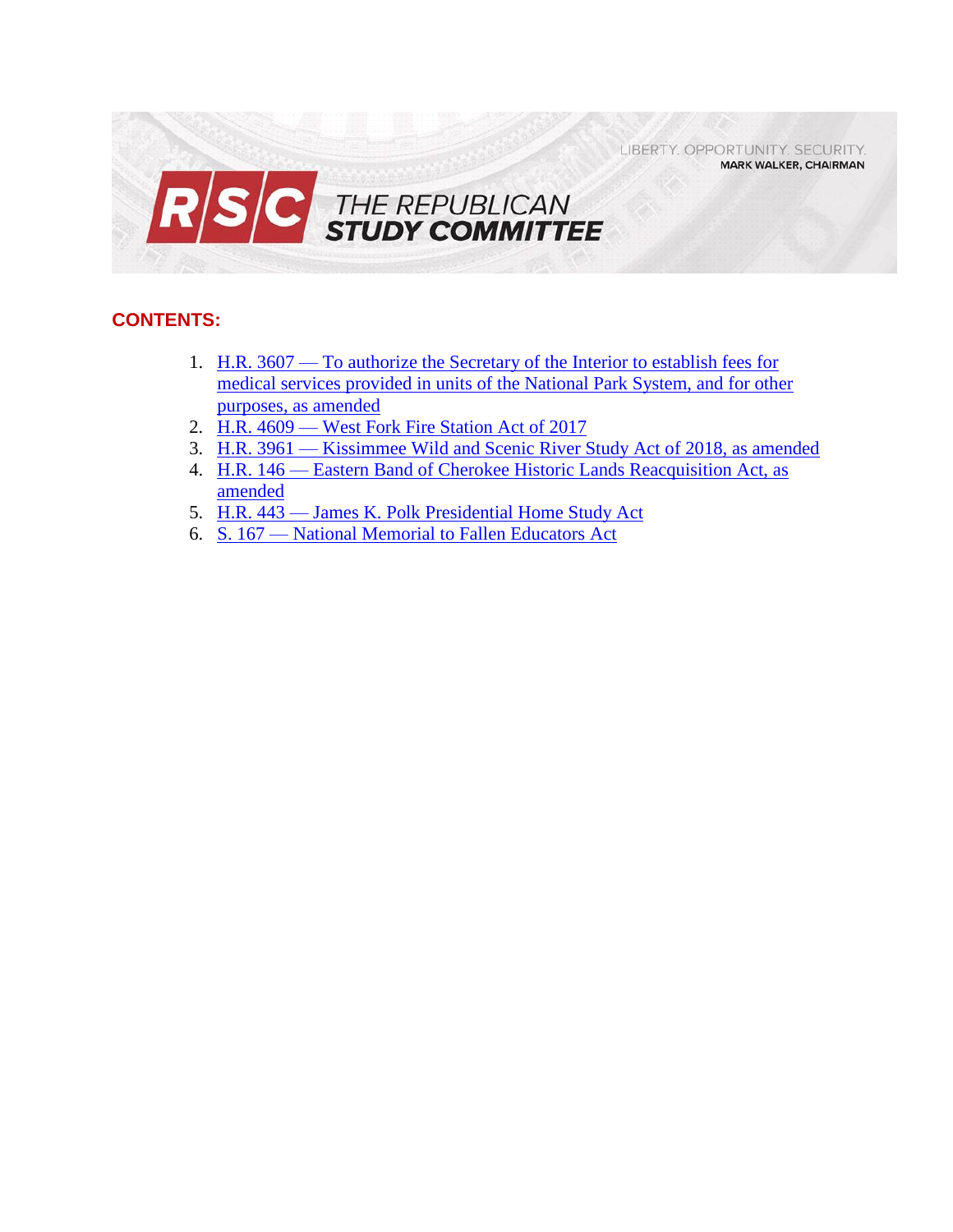LIBERTY. OPPORTUNITY. SECURITY.
**MARK WALKER, CHAIRMAN**

# RSC THE REPUBLICAN STUDY COMMITTEE

## CONTENTS:

1. H.R. 3607 — To authorize the Secretary of the Interior to establish fees for medical services provided in units of the National Park System, and for other purposes, as amended
2. H.R. 4609 — West Fork Fire Station Act of 2017
3. H.R. 3961 — Kissimmee Wild and Scenic River Study Act of 2018, as amended
4. H.R. 146 — Eastern Band of Cherokee Historic Lands Reacquisition Act, as amended
5. H.R. 443 — James K. Polk Presidential Home Study Act
6. S. 167 — National Memorial to Fallen Educators Act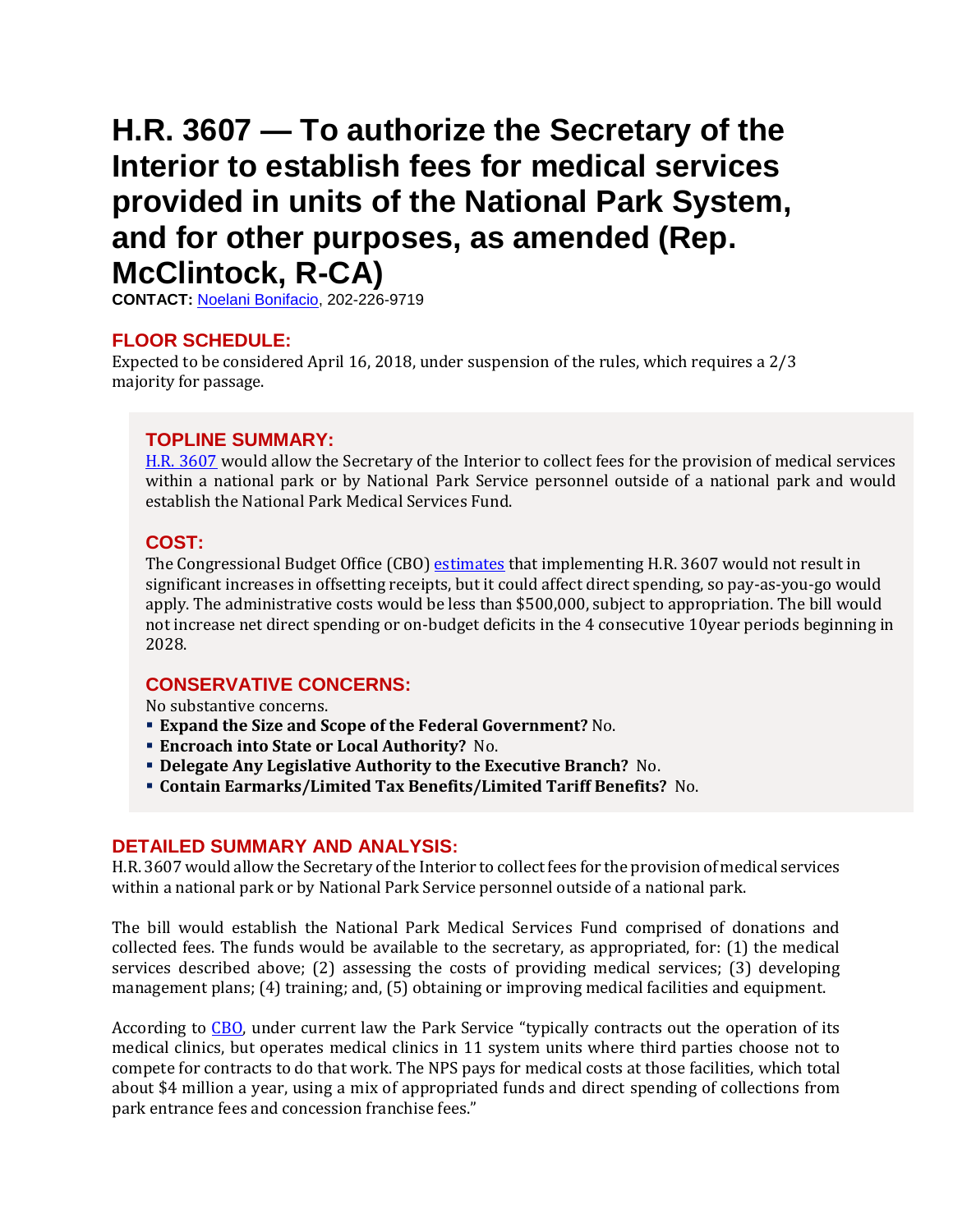# H.R. 3607 — To authorize the Secretary of the Interior to establish fees for medical services provided in units of the National Park System, and for other purposes, as amended (Rep. McClintock, R-CA)

**CONTACT:** [Noelani Bonifacio](), 202-226-9719

## FLOOR SCHEDULE:

Expected to be considered April 16, 2018, under suspension of the rules, which requires a 2/3 majority for passage.

## TOPLINE SUMMARY:

[H.R. 3607]() would allow the Secretary of the Interior to collect fees for the provision of medical services within a national park or by National Park Service personnel outside of a national park and would establish the National Park Medical Services Fund.

## COST:

The Congressional Budget Office (CBO) [estimates]() that implementing H.R. 3607 would not result in significant increases in offsetting receipts, but it could affect direct spending, so pay-as-you-go would apply. The administrative costs would be less than $500,000, subject to appropriation. The bill would not increase net direct spending or on-budget deficits in the 4 consecutive 10year periods beginning in 2028.

## CONSERVATIVE CONCERNS:

No substantive concerns.

- **Expand the Size and Scope of the Federal Government?** No.
- **Encroach into State or Local Authority?** No.
- **Delegate Any Legislative Authority to the Executive Branch?** No.
- **Contain Earmarks/Limited Tax Benefits/Limited Tariff Benefits?** No.

## DETAILED SUMMARY AND ANALYSIS:

H.R. 3607 would allow the Secretary of the Interior to collect fees for the provision of medical services within a national park or by National Park Service personnel outside of a national park.

The bill would establish the National Park Medical Services Fund comprised of donations and collected fees. The funds would be available to the secretary, as appropriated, for: (1) the medical services described above; (2) assessing the costs of providing medical services; (3) developing management plans; (4) training; and, (5) obtaining or improving medical facilities and equipment.

According to [CBO](), under current law the Park Service "typically contracts out the operation of its medical clinics, but operates medical clinics in 11 system units where third parties choose not to compete for contracts to do that work. The NPS pays for medical costs at those facilities, which total about $4 million a year, using a mix of appropriated funds and direct spending of collections from park entrance fees and concession franchise fees."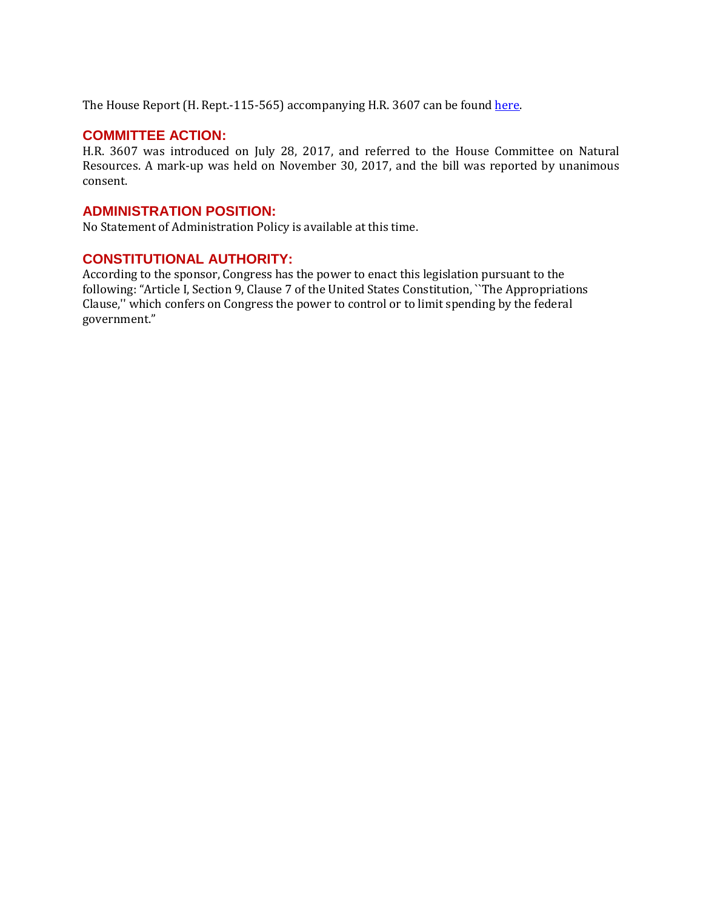The House Report (H. Rept.-115-565) accompanying H.R. 3607 can be found here.

## COMMITTEE ACTION:

H.R. 3607 was introduced on July 28, 2017, and referred to the House Committee on Natural Resources. A mark-up was held on November 30, 2017, and the bill was reported by unanimous consent.

## ADMINISTRATION POSITION:

No Statement of Administration Policy is available at this time.

## CONSTITUTIONAL AUTHORITY:

According to the sponsor, Congress has the power to enact this legislation pursuant to the following: "Article I, Section 9, Clause 7 of the United States Constitution, ``The Appropriations Clause,'' which confers on Congress the power to control or to limit spending by the federal government."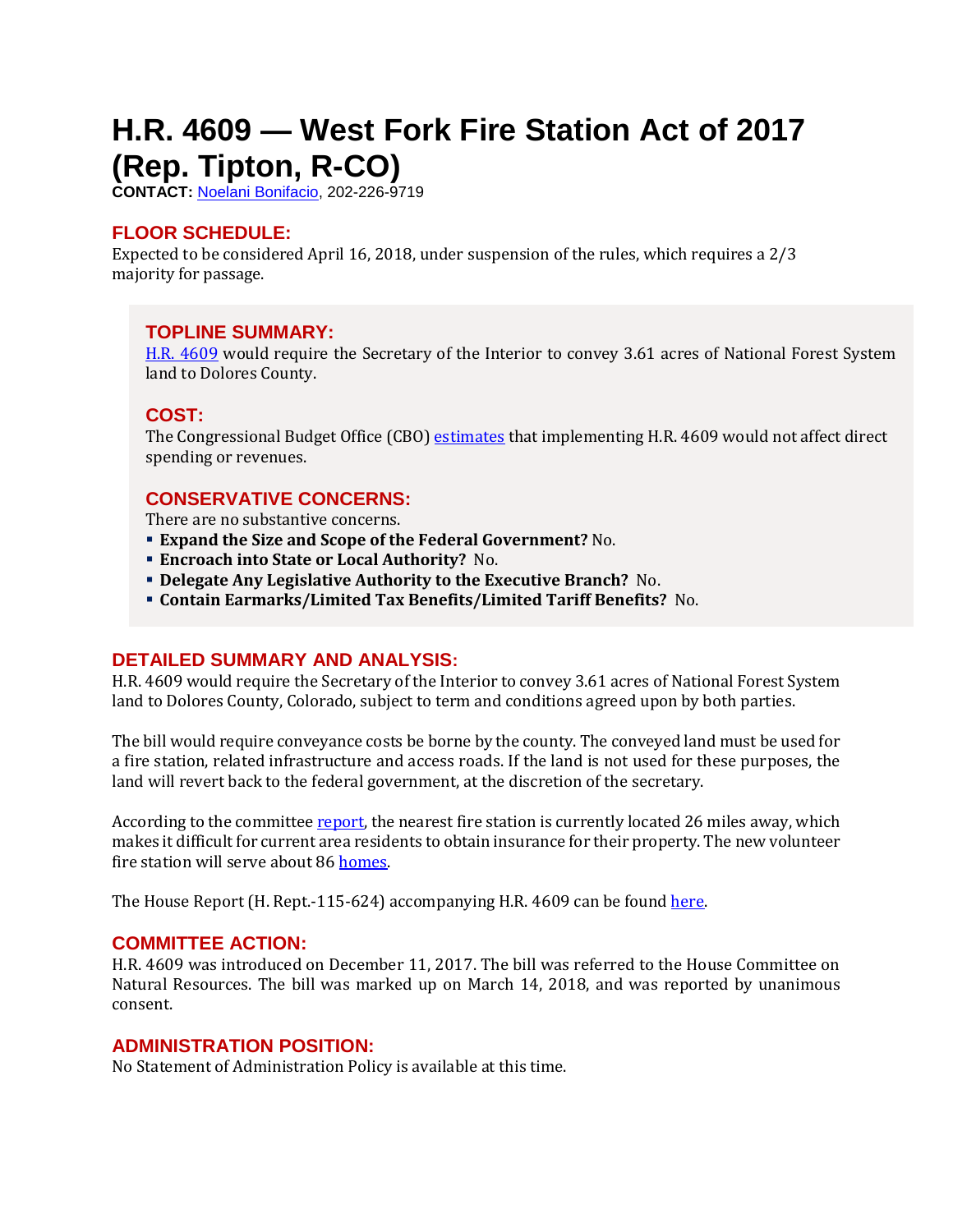# H.R. 4609 — West Fork Fire Station Act of 2017 (Rep. Tipton, R-CO)

**CONTACT:** Noelani Bonifacio, 202-226-9719

## FLOOR SCHEDULE:

Expected to be considered April 16, 2018, under suspension of the rules, which requires a 2/3 majority for passage.

## TOPLINE SUMMARY:

H.R. 4609 would require the Secretary of the Interior to convey 3.61 acres of National Forest System land to Dolores County.

## COST:

The Congressional Budget Office (CBO) estimates that implementing H.R. 4609 would not affect direct spending or revenues.

## CONSERVATIVE CONCERNS:

There are no substantive concerns.

- **Expand the Size and Scope of the Federal Government?** No.
- **Encroach into State or Local Authority?** No.
- **Delegate Any Legislative Authority to the Executive Branch?** No.
- **Contain Earmarks/Limited Tax Benefits/Limited Tariff Benefits?** No.

## DETAILED SUMMARY AND ANALYSIS:

H.R. 4609 would require the Secretary of the Interior to convey 3.61 acres of National Forest System land to Dolores County, Colorado, subject to term and conditions agreed upon by both parties.

The bill would require conveyance costs be borne by the county. The conveyed land must be used for a fire station, related infrastructure and access roads. If the land is not used for these purposes, the land will revert back to the federal government, at the discretion of the secretary.

According to the committee report, the nearest fire station is currently located 26 miles away, which makes it difficult for current area residents to obtain insurance for their property. The new volunteer fire station will serve about 86 homes.

The House Report (H. Rept.-115-624) accompanying H.R. 4609 can be found here.

## COMMITTEE ACTION:

H.R. 4609 was introduced on December 11, 2017. The bill was referred to the House Committee on Natural Resources. The bill was marked up on March 14, 2018, and was reported by unanimous consent.

## ADMINISTRATION POSITION:

No Statement of Administration Policy is available at this time.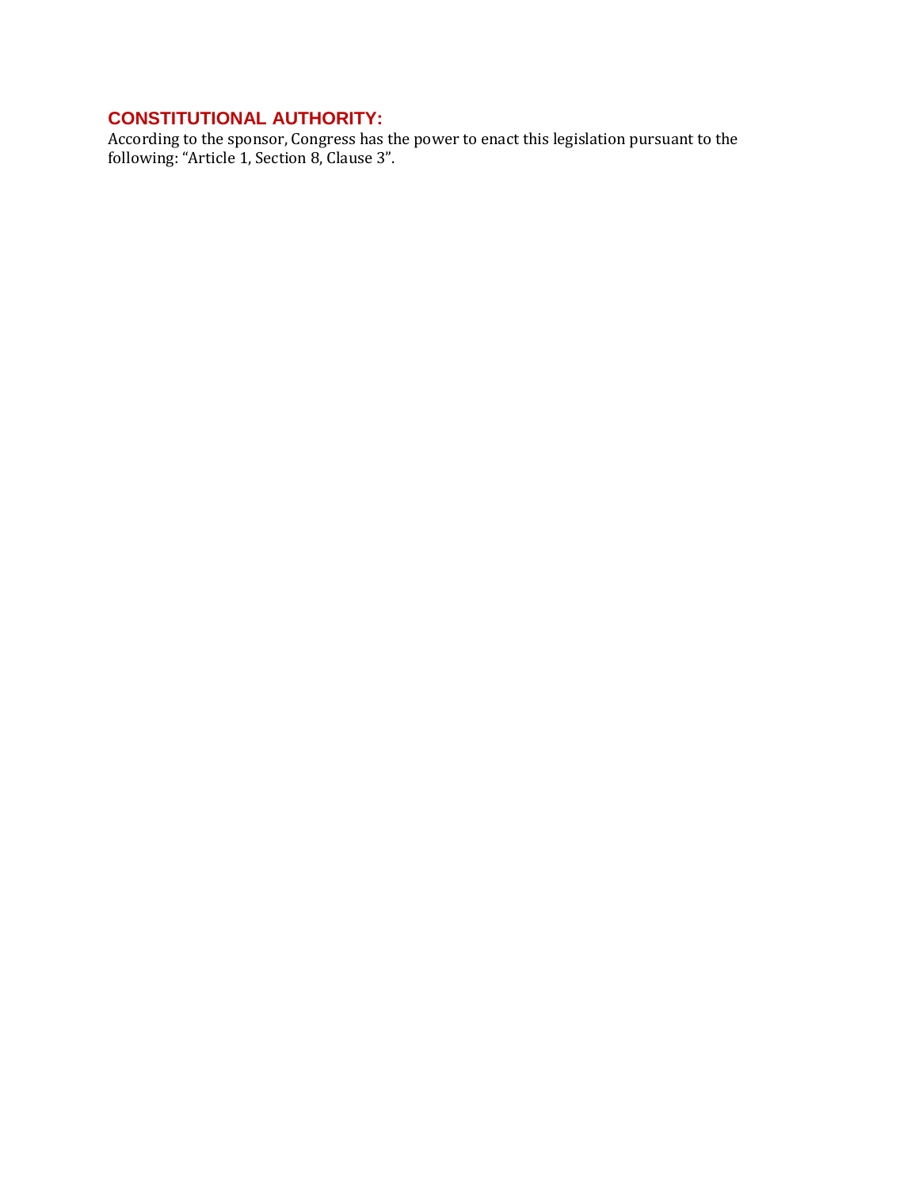## CONSTITUTIONAL AUTHORITY:

According to the sponsor, Congress has the power to enact this legislation pursuant to the following: "Article 1, Section 8, Clause 3".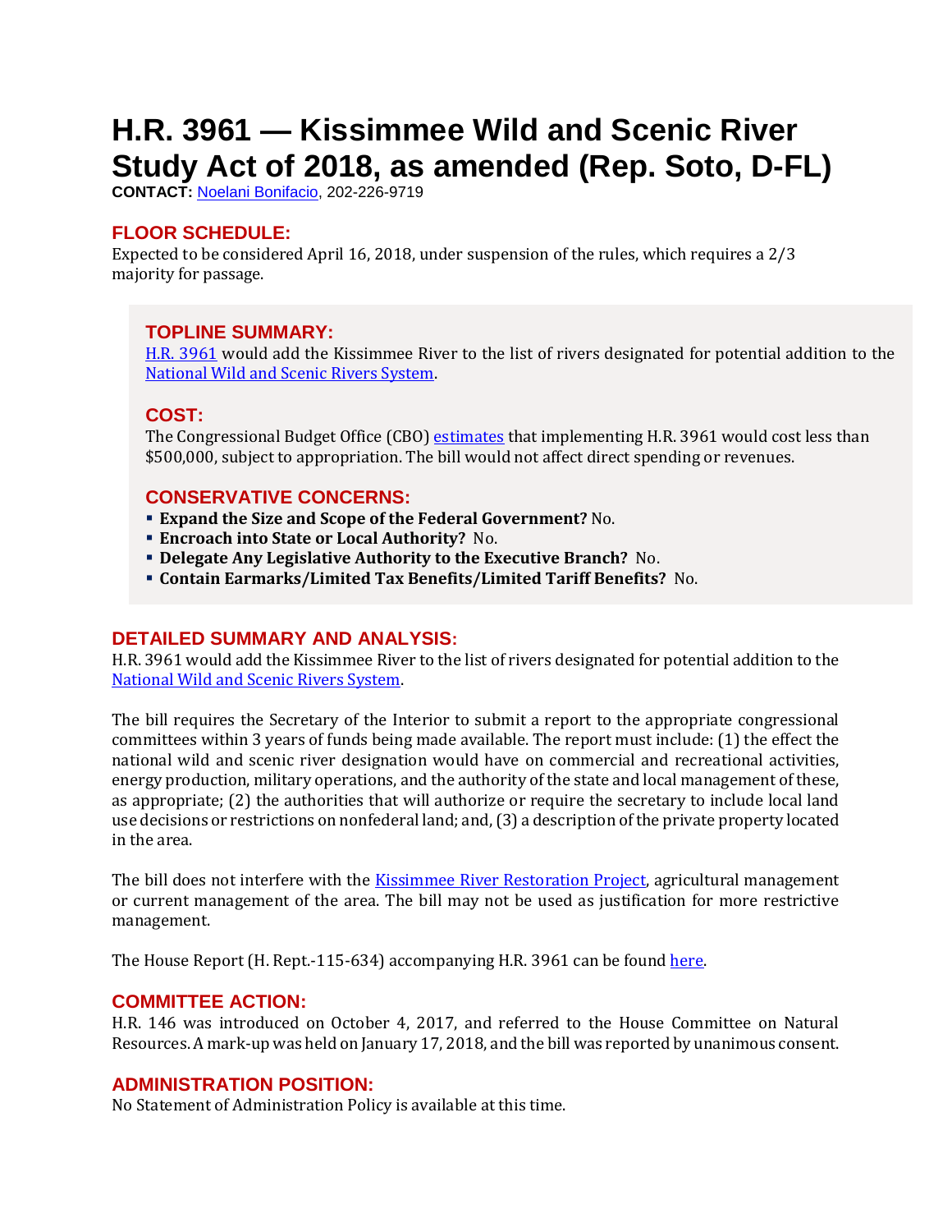# H.R. 3961 — Kissimmee Wild and Scenic River Study Act of 2018, as amended (Rep. Soto, D-FL)

**CONTACT:** Noelani Bonifacio, 202-226-9719

## FLOOR SCHEDULE:

Expected to be considered April 16, 2018, under suspension of the rules, which requires a 2/3 majority for passage.

## TOPLINE SUMMARY:

H.R. 3961 would add the Kissimmee River to the list of rivers designated for potential addition to the National Wild and Scenic Rivers System.

## COST:

The Congressional Budget Office (CBO) estimates that implementing H.R. 3961 would cost less than $500,000, subject to appropriation. The bill would not affect direct spending or revenues.

## CONSERVATIVE CONCERNS:

- **Expand the Size and Scope of the Federal Government?** No.
- **Encroach into State or Local Authority?** No.
- **Delegate Any Legislative Authority to the Executive Branch?** No.
- **Contain Earmarks/Limited Tax Benefits/Limited Tariff Benefits?** No.

## DETAILED SUMMARY AND ANALYSIS:

H.R. 3961 would add the Kissimmee River to the list of rivers designated for potential addition to the National Wild and Scenic Rivers System.

The bill requires the Secretary of the Interior to submit a report to the appropriate congressional committees within 3 years of funds being made available. The report must include: (1) the effect the national wild and scenic river designation would have on commercial and recreational activities, energy production, military operations, and the authority of the state and local management of these, as appropriate; (2) the authorities that will authorize or require the secretary to include local land use decisions or restrictions on nonfederal land; and, (3) a description of the private property located in the area.

The bill does not interfere with the Kissimmee River Restoration Project, agricultural management or current management of the area. The bill may not be used as justification for more restrictive management.

The House Report (H. Rept.-115-634) accompanying H.R. 3961 can be found here.

## COMMITTEE ACTION:

H.R. 146 was introduced on October 4, 2017, and referred to the House Committee on Natural Resources. A mark-up was held on January 17, 2018, and the bill was reported by unanimous consent.

## ADMINISTRATION POSITION:

No Statement of Administration Policy is available at this time.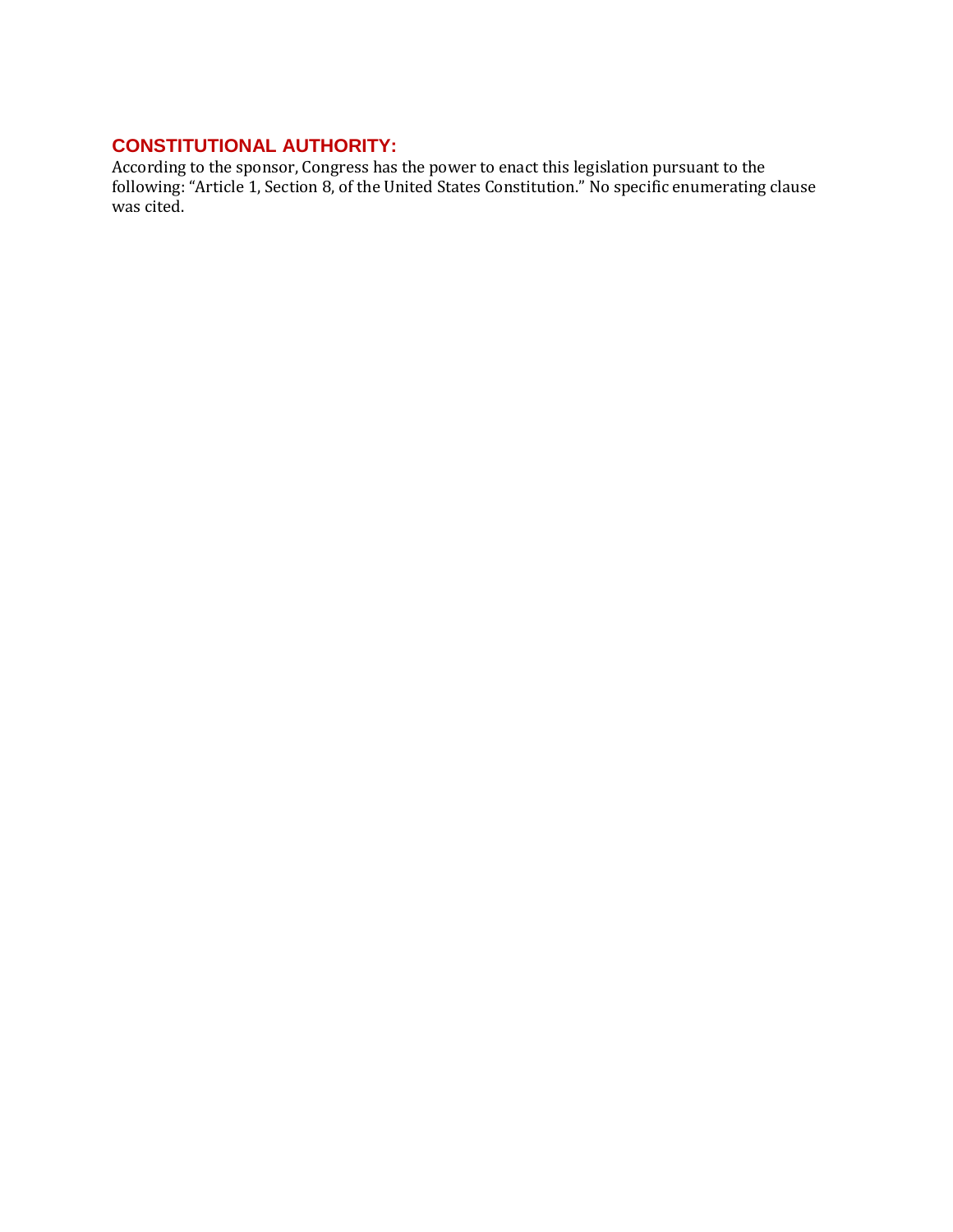## CONSTITUTIONAL AUTHORITY:

According to the sponsor, Congress has the power to enact this legislation pursuant to the following: “Article 1, Section 8, of the United States Constitution.” No specific enumerating clause was cited.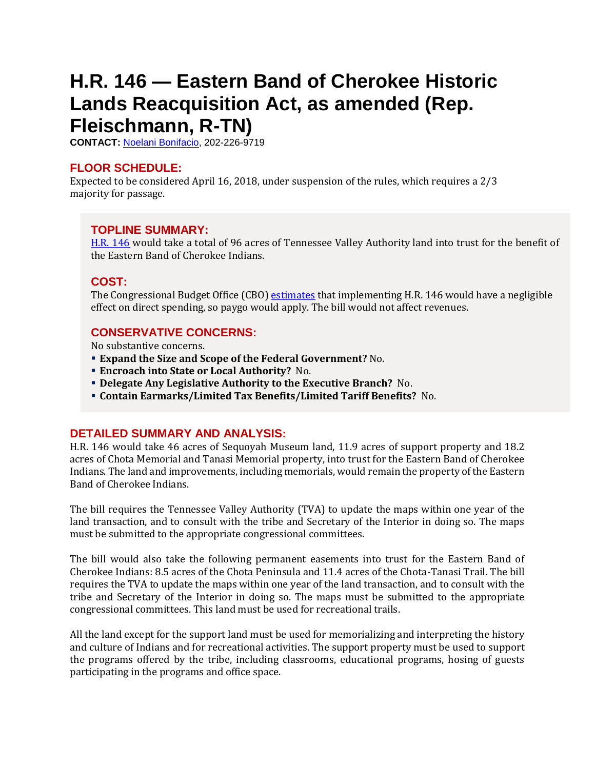# H.R. 146 — Eastern Band of Cherokee Historic Lands Reacquisition Act, as amended (Rep. Fleischmann, R-TN)

**CONTACT:** Noelani Bonifacio, 202-226-9719

## FLOOR SCHEDULE:

Expected to be considered April 16, 2018, under suspension of the rules, which requires a 2/3 majority for passage.

## TOPLINE SUMMARY:

H.R. 146 would take a total of 96 acres of Tennessee Valley Authority land into trust for the benefit of the Eastern Band of Cherokee Indians.

## COST:

The Congressional Budget Office (CBO) estimates that implementing H.R. 146 would have a negligible effect on direct spending, so paygo would apply. The bill would not affect revenues.

## CONSERVATIVE CONCERNS:

No substantive concerns.

- **Expand the Size and Scope of the Federal Government?** No.
- **Encroach into State or Local Authority?** No.
- **Delegate Any Legislative Authority to the Executive Branch?** No.
- **Contain Earmarks/Limited Tax Benefits/Limited Tariff Benefits?** No.

## DETAILED SUMMARY AND ANALYSIS:

H.R. 146 would take 46 acres of Sequoyah Museum land, 11.9 acres of support property and 18.2 acres of Chota Memorial and Tanasi Memorial property, into trust for the Eastern Band of Cherokee Indians. The land and improvements, including memorials, would remain the property of the Eastern Band of Cherokee Indians.

The bill requires the Tennessee Valley Authority (TVA) to update the maps within one year of the land transaction, and to consult with the tribe and Secretary of the Interior in doing so. The maps must be submitted to the appropriate congressional committees.

The bill would also take the following permanent easements into trust for the Eastern Band of Cherokee Indians: 8.5 acres of the Chota Peninsula and 11.4 acres of the Chota-Tanasi Trail. The bill requires the TVA to update the maps within one year of the land transaction, and to consult with the tribe and Secretary of the Interior in doing so. The maps must be submitted to the appropriate congressional committees. This land must be used for recreational trails.

All the land except for the support land must be used for memorializing and interpreting the history and culture of Indians and for recreational activities. The support property must be used to support the programs offered by the tribe, including classrooms, educational programs, hosing of guests participating in the programs and office space.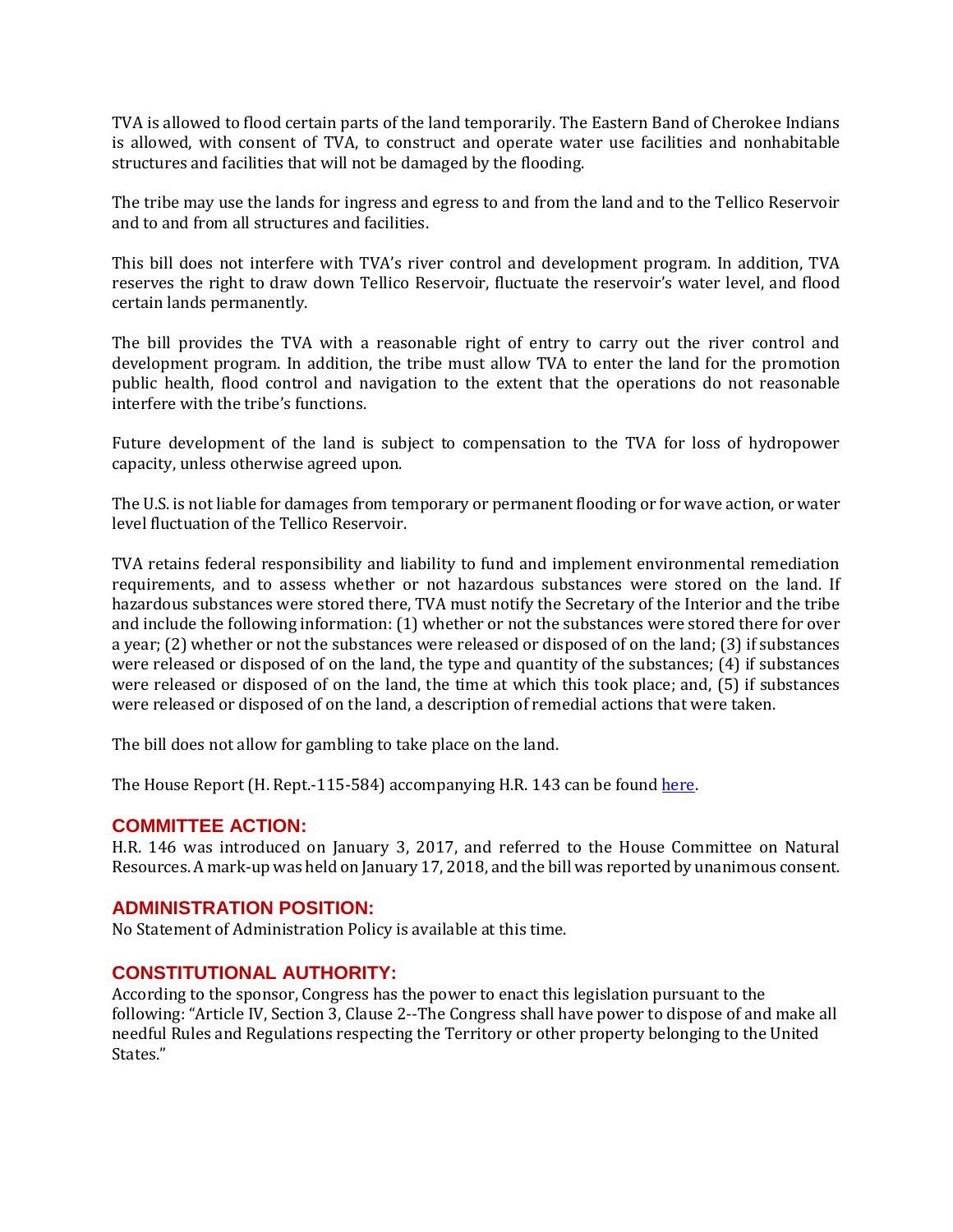TVA is allowed to flood certain parts of the land temporarily. The Eastern Band of Cherokee Indians is allowed, with consent of TVA, to construct and operate water use facilities and nonhabitable structures and facilities that will not be damaged by the flooding.

The tribe may use the lands for ingress and egress to and from the land and to the Tellico Reservoir and to and from all structures and facilities.

This bill does not interfere with TVA's river control and development program. In addition, TVA reserves the right to draw down Tellico Reservoir, fluctuate the reservoir's water level, and flood certain lands permanently.

The bill provides the TVA with a reasonable right of entry to carry out the river control and development program. In addition, the tribe must allow TVA to enter the land for the promotion public health, flood control and navigation to the extent that the operations do not reasonable interfere with the tribe's functions.

Future development of the land is subject to compensation to the TVA for loss of hydropower capacity, unless otherwise agreed upon.

The U.S. is not liable for damages from temporary or permanent flooding or for wave action, or water level fluctuation of the Tellico Reservoir.

TVA retains federal responsibility and liability to fund and implement environmental remediation requirements, and to assess whether or not hazardous substances were stored on the land. If hazardous substances were stored there, TVA must notify the Secretary of the Interior and the tribe and include the following information: (1) whether or not the substances were stored there for over a year; (2) whether or not the substances were released or disposed of on the land; (3) if substances were released or disposed of on the land, the type and quantity of the substances; (4) if substances were released or disposed of on the land, the time at which this took place; and, (5) if substances were released or disposed of on the land, a description of remedial actions that were taken.

The bill does not allow for gambling to take place on the land.

The House Report (H. Rept.-115-584) accompanying H.R. 143 can be found here.

## COMMITTEE ACTION:

H.R. 146 was introduced on January 3, 2017, and referred to the House Committee on Natural Resources. A mark-up was held on January 17, 2018, and the bill was reported by unanimous consent.

## ADMINISTRATION POSITION:

No Statement of Administration Policy is available at this time.

## CONSTITUTIONAL AUTHORITY:

According to the sponsor, Congress has the power to enact this legislation pursuant to the following: "Article IV, Section 3, Clause 2--The Congress shall have power to dispose of and make all needful Rules and Regulations respecting the Territory or other property belonging to the United States."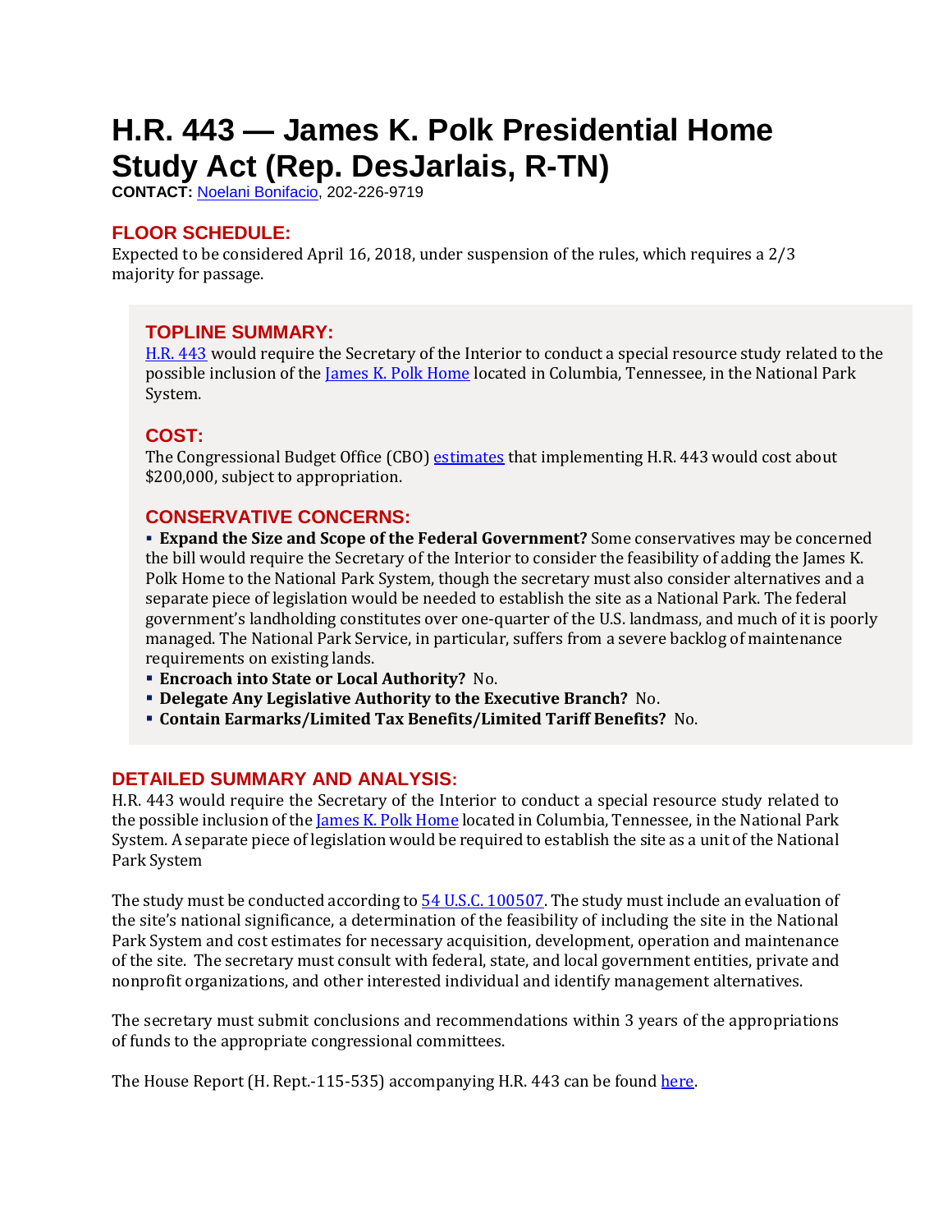# H.R. 443 — James K. Polk Presidential Home Study Act (Rep. DesJarlais, R-TN)

**CONTACT:** Noelani Bonifacio, 202-226-9719

## FLOOR SCHEDULE:

Expected to be considered April 16, 2018, under suspension of the rules, which requires a 2/3 majority for passage.

## TOPLINE SUMMARY:

H.R. 443 would require the Secretary of the Interior to conduct a special resource study related to the possible inclusion of the James K. Polk Home located in Columbia, Tennessee, in the National Park System.

## COST:

The Congressional Budget Office (CBO) estimates that implementing H.R. 443 would cost about $200,000, subject to appropriation.

## CONSERVATIVE CONCERNS:

- **Expand the Size and Scope of the Federal Government?** Some conservatives may be concerned the bill would require the Secretary of the Interior to consider the feasibility of adding the James K. Polk Home to the National Park System, though the secretary must also consider alternatives and a separate piece of legislation would be needed to establish the site as a National Park. The federal government's landholding constitutes over one-quarter of the U.S. landmass, and much of it is poorly managed. The National Park Service, in particular, suffers from a severe backlog of maintenance requirements on existing lands.
- **Encroach into State or Local Authority?** No.
- **Delegate Any Legislative Authority to the Executive Branch?** No.
- **Contain Earmarks/Limited Tax Benefits/Limited Tariff Benefits?** No.

## DETAILED SUMMARY AND ANALYSIS:

H.R. 443 would require the Secretary of the Interior to conduct a special resource study related to the possible inclusion of the James K. Polk Home located in Columbia, Tennessee, in the National Park System. A separate piece of legislation would be required to establish the site as a unit of the National Park System

The study must be conducted according to 54 U.S.C. 100507. The study must include an evaluation of the site's national significance, a determination of the feasibility of including the site in the National Park System and cost estimates for necessary acquisition, development, operation and maintenance of the site. The secretary must consult with federal, state, and local government entities, private and nonprofit organizations, and other interested individual and identify management alternatives.

The secretary must submit conclusions and recommendations within 3 years of the appropriations of funds to the appropriate congressional committees.

The House Report (H. Rept.-115-535) accompanying H.R. 443 can be found here.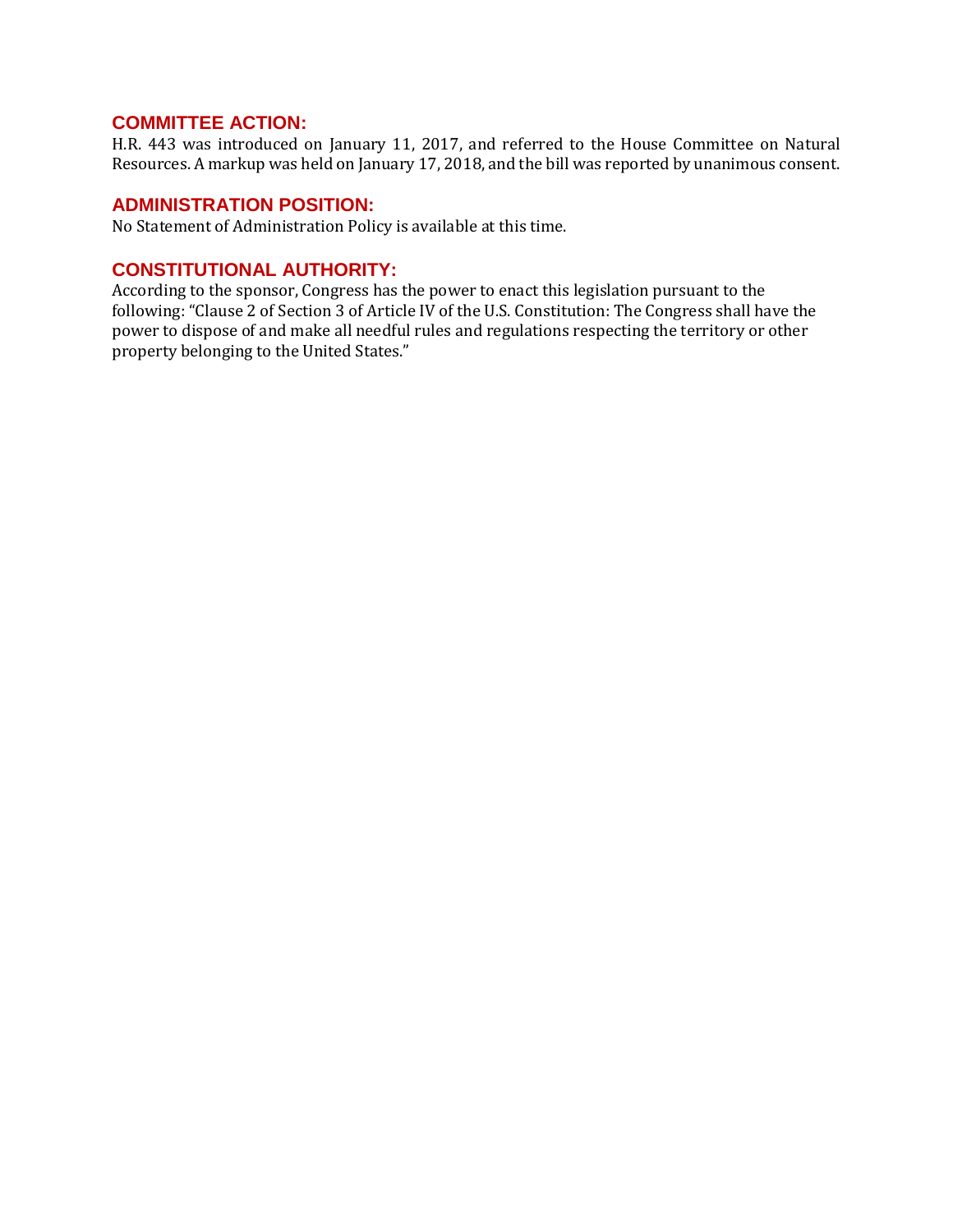## COMMITTEE ACTION:

H.R. 443 was introduced on January 11, 2017, and referred to the House Committee on Natural Resources. A markup was held on January 17, 2018, and the bill was reported by unanimous consent.

## ADMINISTRATION POSITION:

No Statement of Administration Policy is available at this time.

## CONSTITUTIONAL AUTHORITY:

According to the sponsor, Congress has the power to enact this legislation pursuant to the following: "Clause 2 of Section 3 of Article IV of the U.S. Constitution: The Congress shall have the power to dispose of and make all needful rules and regulations respecting the territory or other property belonging to the United States."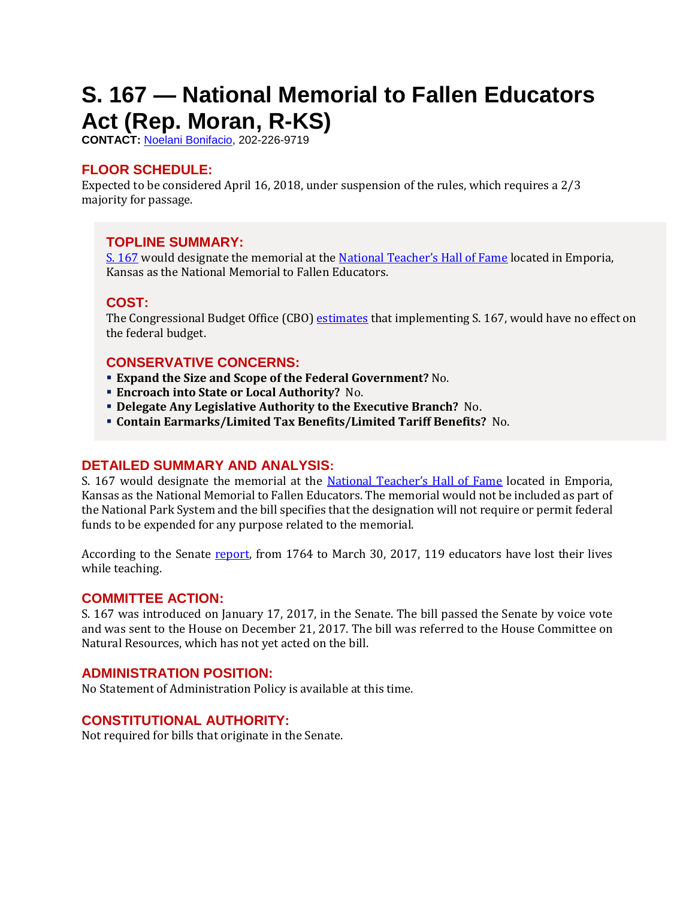# S. 167 — National Memorial to Fallen Educators Act (Rep. Moran, R-KS)

**CONTACT:** Noelani Bonifacio, 202-226-9719

## FLOOR SCHEDULE:

Expected to be considered April 16, 2018, under suspension of the rules, which requires a 2/3 majority for passage.

## TOPLINE SUMMARY:

S. 167 would designate the memorial at the National Teacher's Hall of Fame located in Emporia, Kansas as the National Memorial to Fallen Educators.

## COST:

The Congressional Budget Office (CBO) estimates that implementing S. 167, would have no effect on the federal budget.

## CONSERVATIVE CONCERNS:

- **Expand the Size and Scope of the Federal Government?** No.
- **Encroach into State or Local Authority?** No.
- **Delegate Any Legislative Authority to the Executive Branch?** No.
- **Contain Earmarks/Limited Tax Benefits/Limited Tariff Benefits?** No.

## DETAILED SUMMARY AND ANALYSIS:

S. 167 would designate the memorial at the National Teacher's Hall of Fame located in Emporia, Kansas as the National Memorial to Fallen Educators. The memorial would not be included as part of the National Park System and the bill specifies that the designation will not require or permit federal funds to be expended for any purpose related to the memorial.

According to the Senate report, from 1764 to March 30, 2017, 119 educators have lost their lives while teaching.

## COMMITTEE ACTION:

S. 167 was introduced on January 17, 2017, in the Senate. The bill passed the Senate by voice vote and was sent to the House on December 21, 2017. The bill was referred to the House Committee on Natural Resources, which has not yet acted on the bill.

## ADMINISTRATION POSITION:

No Statement of Administration Policy is available at this time.

## CONSTITUTIONAL AUTHORITY:

Not required for bills that originate in the Senate.